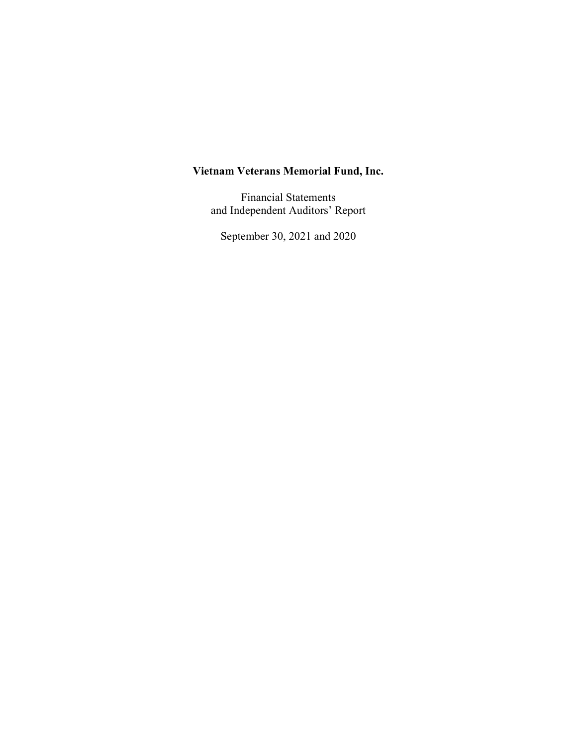# Vietnam Veterans Memorial Fund, Inc.

Financial Statements
and Independent Auditors' Report

September 30, 2021 and 2020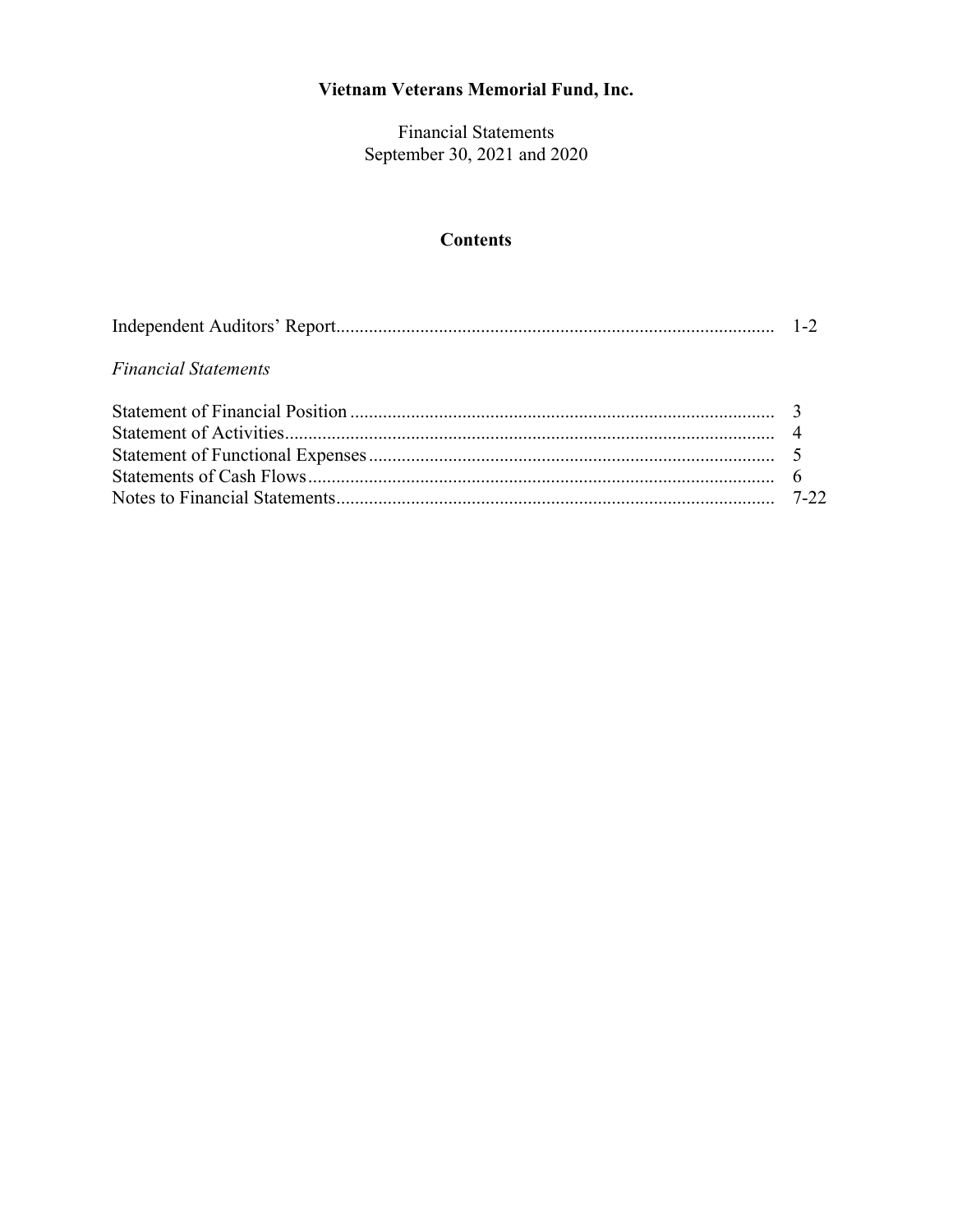# Vietnam Veterans Memorial Fund, Inc.

Financial Statements
September 30, 2021 and 2020

## Contents

| | |
|---|---|
| Independent Auditors' Report | 1-2 |
| *Financial Statements* | |
| Statement of Financial Position | 3 |
| Statement of Activities | 4 |
| Statement of Functional Expenses | 5 |
| Statements of Cash Flows | 6 |
| Notes to Financial Statements | 7-22 |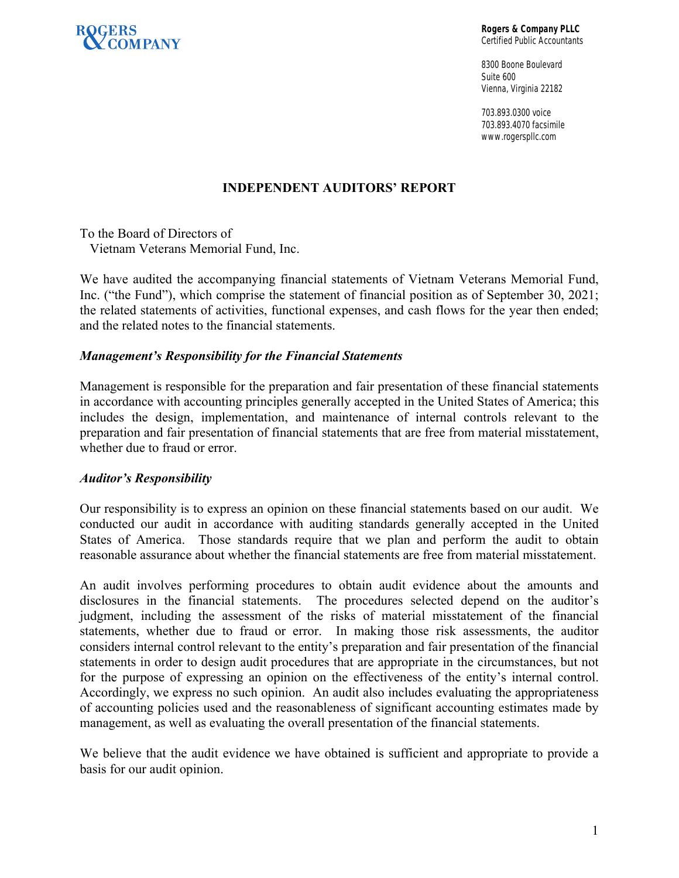ROGERS & COMPANY

**Rogers & Company PLLC**
Certified Public Accountants

8300 Boone Boulevard
Suite 600
Vienna, Virginia 22182

703.893.0300 voice
703.893.4070 facsimile
www.rogerspllc.com

## INDEPENDENT AUDITORS' REPORT

To the Board of Directors of
Vietnam Veterans Memorial Fund, Inc.

We have audited the accompanying financial statements of Vietnam Veterans Memorial Fund, Inc. ("the Fund"), which comprise the statement of financial position as of September 30, 2021; the related statements of activities, functional expenses, and cash flows for the year then ended; and the related notes to the financial statements.

### *Management's Responsibility for the Financial Statements*

Management is responsible for the preparation and fair presentation of these financial statements in accordance with accounting principles generally accepted in the United States of America; this includes the design, implementation, and maintenance of internal controls relevant to the preparation and fair presentation of financial statements that are free from material misstatement, whether due to fraud or error.

### *Auditor's Responsibility*

Our responsibility is to express an opinion on these financial statements based on our audit. We conducted our audit in accordance with auditing standards generally accepted in the United States of America. Those standards require that we plan and perform the audit to obtain reasonable assurance about whether the financial statements are free from material misstatement.

An audit involves performing procedures to obtain audit evidence about the amounts and disclosures in the financial statements. The procedures selected depend on the auditor's judgment, including the assessment of the risks of material misstatement of the financial statements, whether due to fraud or error. In making those risk assessments, the auditor considers internal control relevant to the entity's preparation and fair presentation of the financial statements in order to design audit procedures that are appropriate in the circumstances, but not for the purpose of expressing an opinion on the effectiveness of the entity's internal control. Accordingly, we express no such opinion. An audit also includes evaluating the appropriateness of accounting policies used and the reasonableness of significant accounting estimates made by management, as well as evaluating the overall presentation of the financial statements.

We believe that the audit evidence we have obtained is sufficient and appropriate to provide a basis for our audit opinion.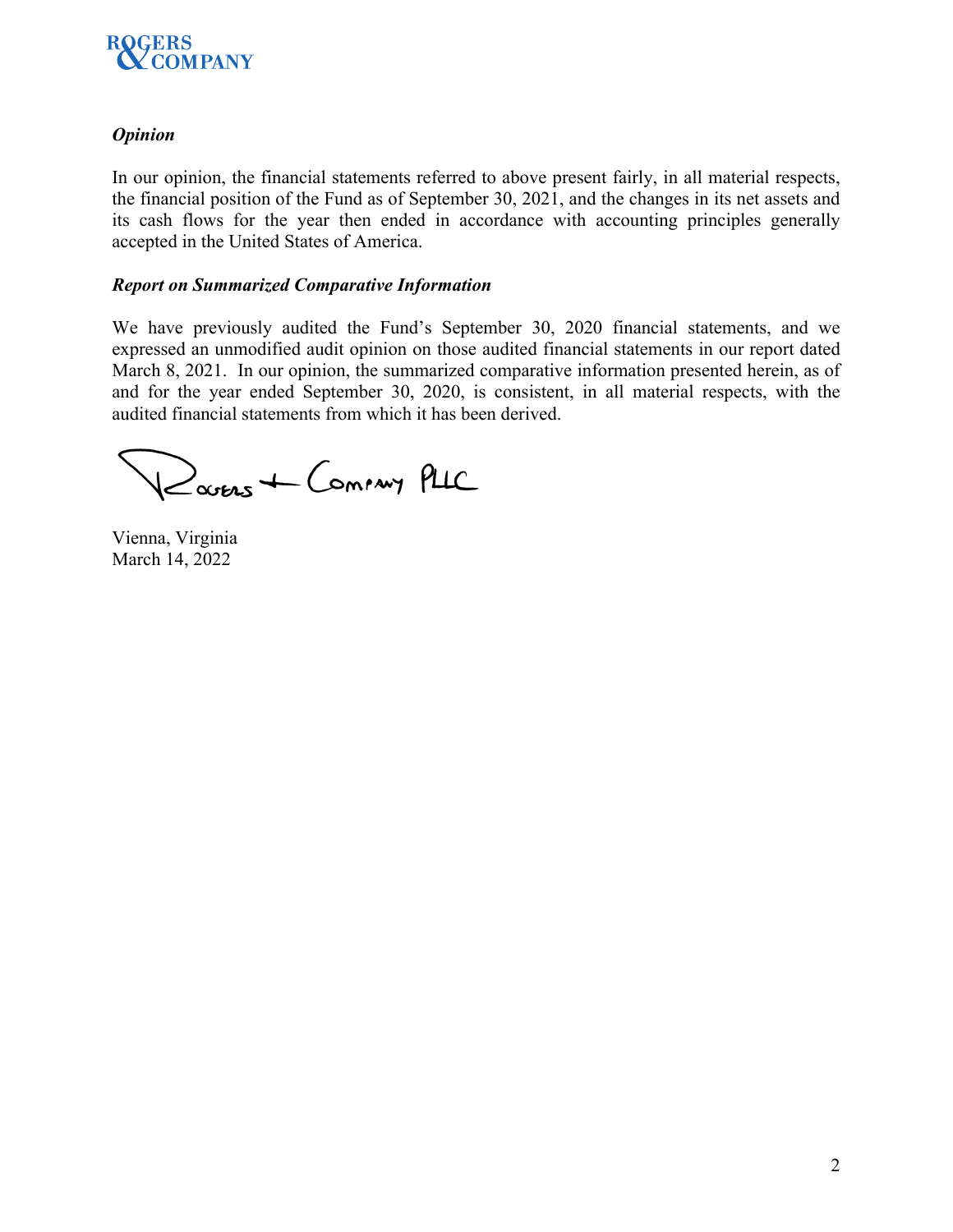### *Opinion*

In our opinion, the financial statements referred to above present fairly, in all material respects, the financial position of the Fund as of September 30, 2021, and the changes in its net assets and its cash flows for the year then ended in accordance with accounting principles generally accepted in the United States of America.

### *Report on Summarized Comparative Information*

We have previously audited the Fund's September 30, 2020 financial statements, and we expressed an unmodified audit opinion on those audited financial statements in our report dated March 8, 2021. In our opinion, the summarized comparative information presented herein, as of and for the year ended September 30, 2020, is consistent, in all material respects, with the audited financial statements from which it has been derived.

Rogers + Company PLLC

Vienna, Virginia
March 14, 2022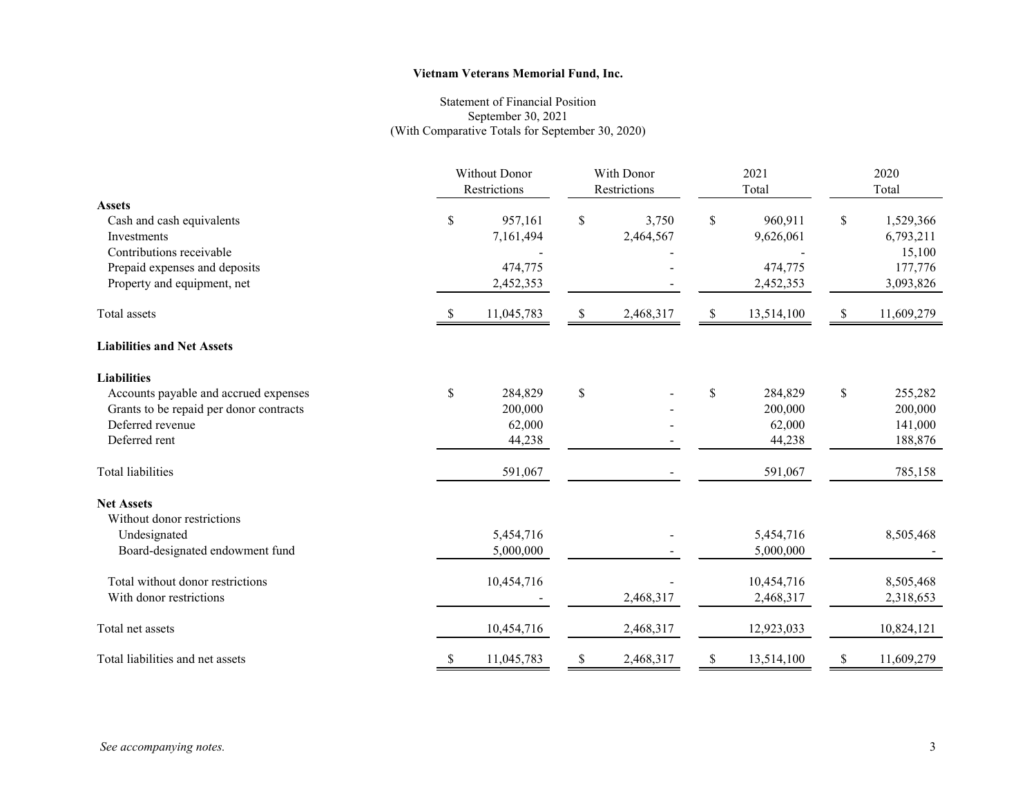**Vietnam Veterans Memorial Fund, Inc.**

Statement of Financial Position
September 30, 2021
(With Comparative Totals for September 30, 2020)

| | Without Donor Restrictions | With Donor Restrictions | 2021 Total | 2020 Total |
|---|---|---|---|---|
| **Assets** | | | | |
| Cash and cash equivalents | $ 957,161 | $ 3,750 | $ 960,911 | $ 1,529,366 |
| Investments | 7,161,494 | 2,464,567 | 9,626,061 | 6,793,211 |
| Contributions receivable | - | - | - | 15,100 |
| Prepaid expenses and deposits | 474,775 | - | 474,775 | 177,776 |
| Property and equipment, net | 2,452,353 | - | 2,452,353 | 3,093,826 |
| Total assets | $ 11,045,783 | $ 2,468,317 | $ 13,514,100 | $ 11,609,279 |
| **Liabilities and Net Assets** | | | | |
| **Liabilities** | | | | |
| Accounts payable and accrued expenses | $ 284,829 | $ - | $ 284,829 | $ 255,282 |
| Grants to be repaid per donor contracts | 200,000 | - | 200,000 | 200,000 |
| Deferred revenue | 62,000 | - | 62,000 | 141,000 |
| Deferred rent | 44,238 | - | 44,238 | 188,876 |
| Total liabilities | 591,067 | - | 591,067 | 785,158 |
| **Net Assets** | | | | |
| Without donor restrictions | | | | |
| Undesignated | 5,454,716 | - | 5,454,716 | 8,505,468 |
| Board-designated endowment fund | 5,000,000 | - | 5,000,000 | - |
| Total without donor restrictions | 10,454,716 | - | 10,454,716 | 8,505,468 |
| With donor restrictions | - | 2,468,317 | 2,468,317 | 2,318,653 |
| Total net assets | 10,454,716 | 2,468,317 | 12,923,033 | 10,824,121 |
| Total liabilities and net assets | $ 11,045,783 | $ 2,468,317 | $ 13,514,100 | $ 11,609,279 |

*See accompanying notes.*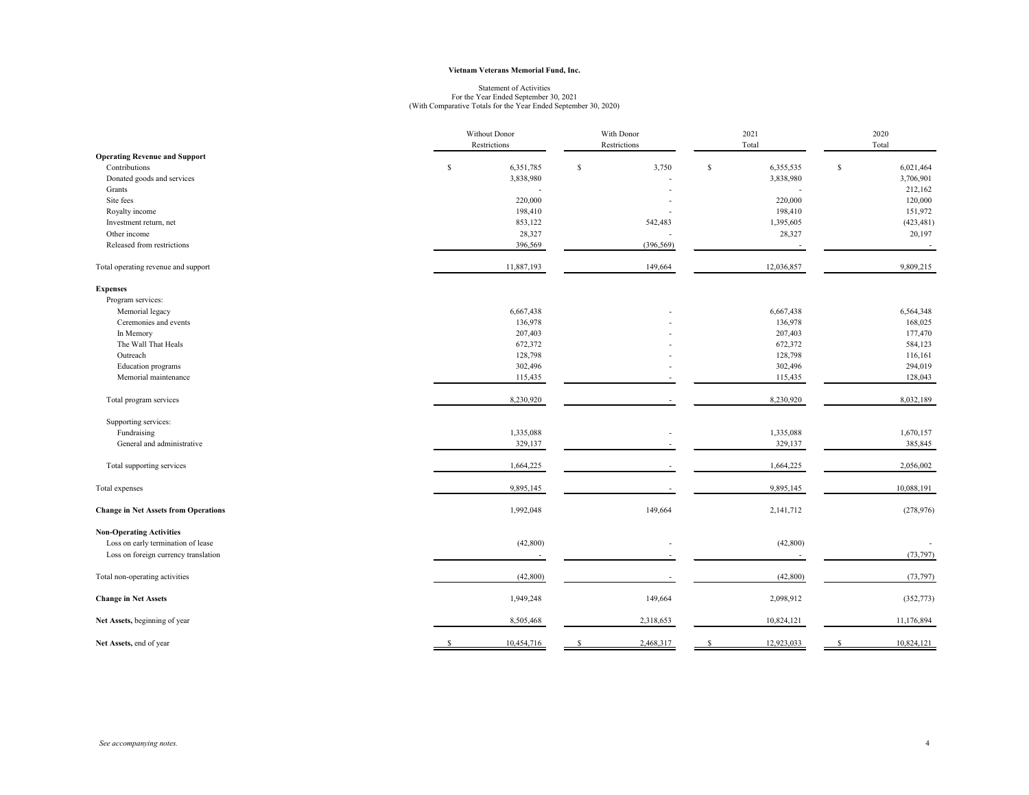**Vietnam Veterans Memorial Fund, Inc.**

Statement of Activities
For the Year Ended September 30, 2021
(With Comparative Totals for the Year Ended September 30, 2020)

| | Without Donor Restrictions | With Donor Restrictions | 2021 Total | 2020 Total |
|---|---|---|---|---|
| **Operating Revenue and Support** | | | | |
| Contributions | $ 6,351,785 | $ 3,750 | $ 6,355,535 | $ 6,021,464 |
| Donated goods and services | 3,838,980 | - | 3,838,980 | 3,706,901 |
| Grants | - | - | - | 212,162 |
| Site fees | 220,000 | - | 220,000 | 120,000 |
| Royalty income | 198,410 | - | 198,410 | 151,972 |
| Investment return, net | 853,122 | 542,483 | 1,395,605 | (423,481) |
| Other income | 28,327 | - | 28,327 | 20,197 |
| Released from restrictions | 396,569 | (396,569) | - | - |
| Total operating revenue and support | 11,887,193 | 149,664 | 12,036,857 | 9,809,215 |
| **Expenses** | | | | |
| Program services: | | | | |
| Memorial legacy | 6,667,438 | - | 6,667,438 | 6,564,348 |
| Ceremonies and events | 136,978 | - | 136,978 | 168,025 |
| In Memory | 207,403 | - | 207,403 | 177,470 |
| The Wall That Heals | 672,372 | - | 672,372 | 584,123 |
| Outreach | 128,798 | - | 128,798 | 116,161 |
| Education programs | 302,496 | - | 302,496 | 294,019 |
| Memorial maintenance | 115,435 | - | 115,435 | 128,043 |
| Total program services | 8,230,920 | - | 8,230,920 | 8,032,189 |
| Supporting services: | | | | |
| Fundraising | 1,335,088 | - | 1,335,088 | 1,670,157 |
| General and administrative | 329,137 | - | 329,137 | 385,845 |
| Total supporting services | 1,664,225 | - | 1,664,225 | 2,056,002 |
| Total expenses | 9,895,145 | - | 9,895,145 | 10,088,191 |
| **Change in Net Assets from Operations** | 1,992,048 | 149,664 | 2,141,712 | (278,976) |
| **Non-Operating Activities** | | | | |
| Loss on early termination of lease | (42,800) | - | (42,800) | - |
| Loss on foreign currency translation | - | - | - | (73,797) |
| Total non-operating activities | (42,800) | - | (42,800) | (73,797) |
| **Change in Net Assets** | 1,949,248 | 149,664 | 2,098,912 | (352,773) |
| **Net Assets,** beginning of year | 8,505,468 | 2,318,653 | 10,824,121 | 11,176,894 |
| **Net Assets,** end of year | $ 10,454,716 | $ 2,468,317 | $ 12,923,033 | $ 10,824,121 |

*See accompanying notes.*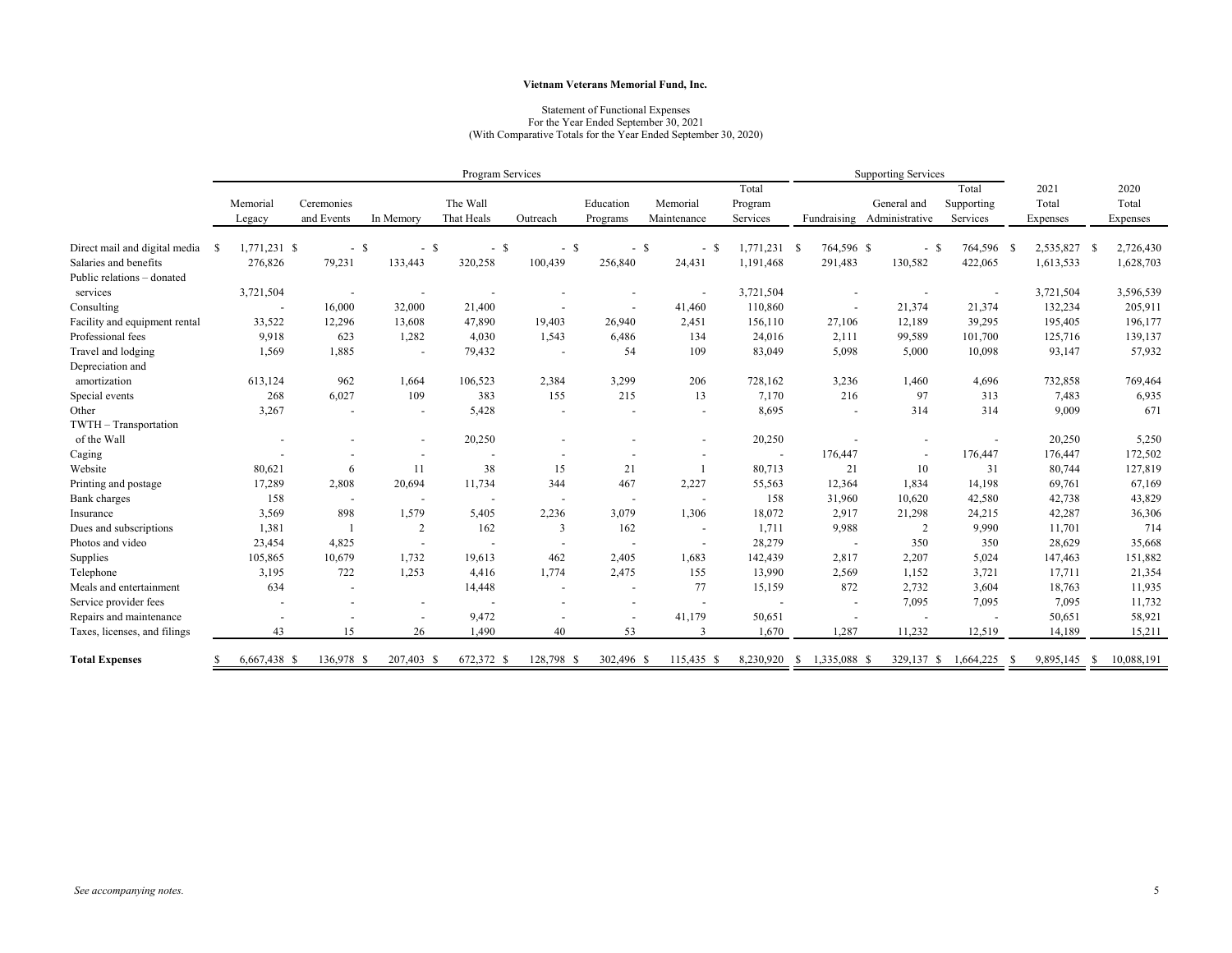**Vietnam Veterans Memorial Fund, Inc.**

Statement of Functional Expenses
For the Year Ended September 30, 2021
(With Comparative Totals for the Year Ended September 30, 2020)

| | Program Services | | | | | | | | Supporting Services | | | | |
|---|---|---|---|---|---|---|---|---|---|---|---|---|---|
| | Memorial Legacy | Ceremonies and Events | In Memory | The Wall That Heals | Outreach | Education Programs | Memorial Maintenance | Total Program Services | Fundraising | General and Administrative | Total Supporting Services | 2021 Total Expenses | 2020 Total Expenses |
| Direct mail and digital media | $ 1,771,231 | $ - | $ - | $ - | $ - | $ - | $ - | $ 1,771,231 | $ 764,596 | $ - | $ 764,596 | $ 2,535,827 | $ 2,726,430 |
| Salaries and benefits | 276,826 | 79,231 | 133,443 | 320,258 | 100,439 | 256,840 | 24,431 | 1,191,468 | 291,483 | 130,582 | 422,065 | 1,613,533 | 1,628,703 |
| Public relations – donated services | 3,721,504 | - | - | - | - | - | - | 3,721,504 | - | - | - | 3,721,504 | 3,596,539 |
| Consulting | - | 16,000 | 32,000 | 21,400 | - | - | 41,460 | 110,860 | - | 21,374 | 21,374 | 132,234 | 205,911 |
| Facility and equipment rental | 33,522 | 12,296 | 13,608 | 47,890 | 19,403 | 26,940 | 2,451 | 156,110 | 27,106 | 12,189 | 39,295 | 195,405 | 196,177 |
| Professional fees | 9,918 | 623 | 1,282 | 4,030 | 1,543 | 6,486 | 134 | 24,016 | 2,111 | 99,589 | 101,700 | 125,716 | 139,137 |
| Travel and lodging | 1,569 | 1,885 | - | 79,432 | - | 54 | 109 | 83,049 | 5,098 | 5,000 | 10,098 | 93,147 | 57,932 |
| Depreciation and amortization | 613,124 | 962 | 1,664 | 106,523 | 2,384 | 3,299 | 206 | 728,162 | 3,236 | 1,460 | 4,696 | 732,858 | 769,464 |
| Special events | 268 | 6,027 | 109 | 383 | 155 | 215 | 13 | 7,170 | 216 | 97 | 313 | 7,483 | 6,935 |
| Other | 3,267 | - | - | 5,428 | - | - | - | 8,695 | - | 314 | 314 | 9,009 | 671 |
| TWTH – Transportation of the Wall | - | - | - | 20,250 | - | - | - | 20,250 | - | - | - | 20,250 | 5,250 |
| Caging | - | - | - | - | - | - | - | - | 176,447 | - | 176,447 | 176,447 | 172,502 |
| Website | 80,621 | 6 | 11 | 38 | 15 | 21 | 1 | 80,713 | 21 | 10 | 31 | 80,744 | 127,819 |
| Printing and postage | 17,289 | 2,808 | 20,694 | 11,734 | 344 | 467 | 2,227 | 55,563 | 12,364 | 1,834 | 14,198 | 69,761 | 67,169 |
| Bank charges | 158 | - | - | - | - | - | - | 158 | 31,960 | 10,620 | 42,580 | 42,738 | 43,829 |
| Insurance | 3,569 | 898 | 1,579 | 5,405 | 2,236 | 3,079 | 1,306 | 18,072 | 2,917 | 21,298 | 24,215 | 42,287 | 36,306 |
| Dues and subscriptions | 1,381 | 1 | 2 | 162 | 3 | 162 | - | 1,711 | 9,988 | 2 | 9,990 | 11,701 | 714 |
| Photos and video | 23,454 | 4,825 | - | - | - | - | - | 28,279 | - | 350 | 350 | 28,629 | 35,668 |
| Supplies | 105,865 | 10,679 | 1,732 | 19,613 | 462 | 2,405 | 1,683 | 142,439 | 2,817 | 2,207 | 5,024 | 147,463 | 151,882 |
| Telephone | 3,195 | 722 | 1,253 | 4,416 | 1,774 | 2,475 | 155 | 13,990 | 2,569 | 1,152 | 3,721 | 17,711 | 21,354 |
| Meals and entertainment | 634 | - | | 14,448 | - | - | 77 | 15,159 | 872 | 2,732 | 3,604 | 18,763 | 11,935 |
| Service provider fees | - | - | - | - | - | - | - | - | - | 7,095 | 7,095 | 7,095 | 11,732 |
| Repairs and maintenance | - | - | - | 9,472 | - | - | 41,179 | 50,651 | - | - | - | 50,651 | 58,921 |
| Taxes, licenses, and filings | 43 | 15 | 26 | 1,490 | 40 | 53 | 3 | 1,670 | 1,287 | 11,232 | 12,519 | 14,189 | 15,211 |
| **Total Expenses** | $ 6,667,438 | $ 136,978 | $ 207,403 | $ 672,372 | $ 128,798 | $ 302,496 | $ 115,435 | $ 8,230,920 | $ 1,335,088 | $ 329,137 | $ 1,664,225 | $ 9,895,145 | $ 10,088,191 |

*See accompanying notes.*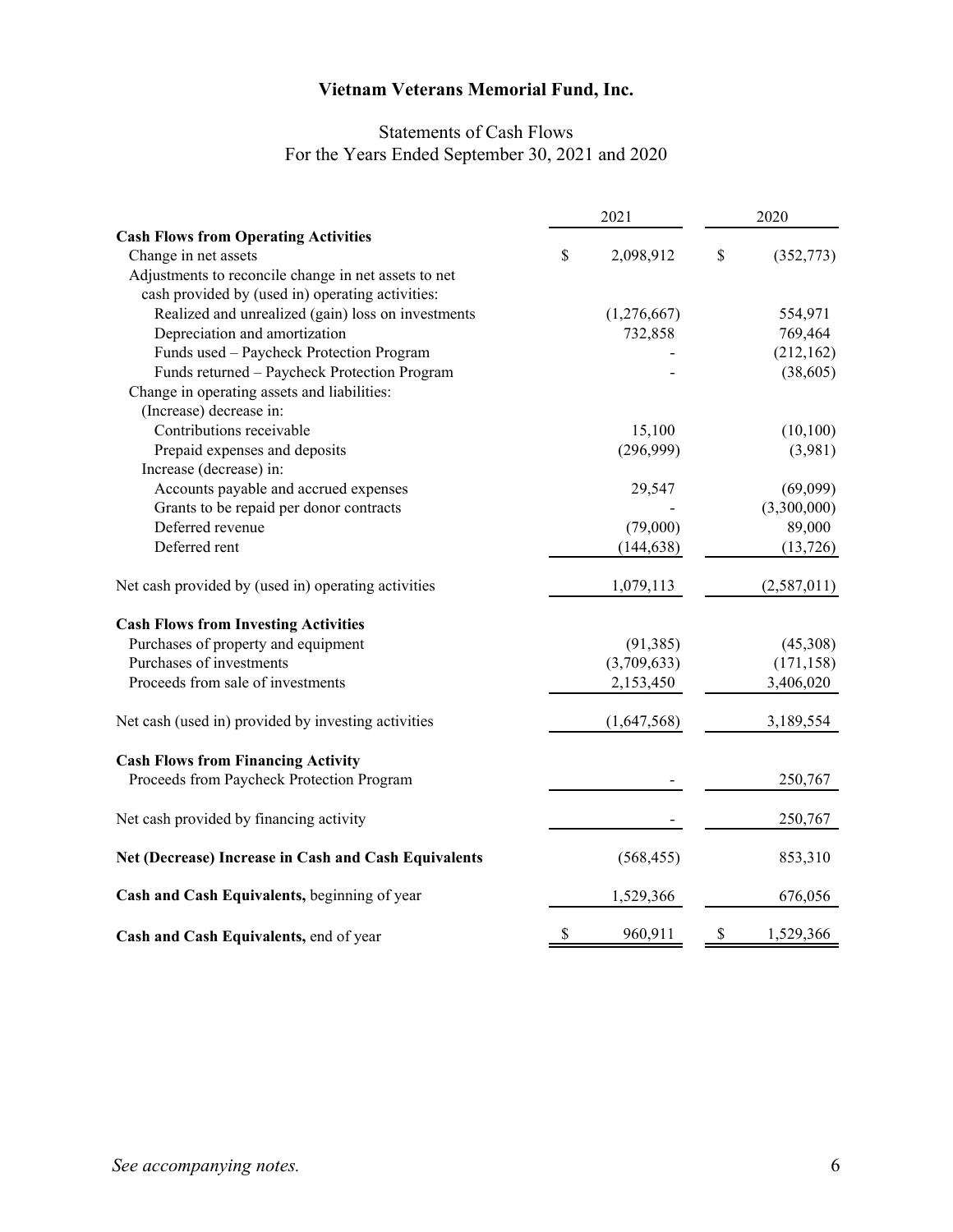# Vietnam Veterans Memorial Fund, Inc.

## Statements of Cash Flows
## For the Years Ended September 30, 2021 and 2020

| | 2021 | 2020 |
|---|---|---|
| **Cash Flows from Operating Activities** | | |
| Change in net assets | $ 2,098,912 | $ (352,773) |
| Adjustments to reconcile change in net assets to net cash provided by (used in) operating activities: | | |
| Realized and unrealized (gain) loss on investments | (1,276,667) | 554,971 |
| Depreciation and amortization | 732,858 | 769,464 |
| Funds used – Paycheck Protection Program | - | (212,162) |
| Funds returned – Paycheck Protection Program | - | (38,605) |
| Change in operating assets and liabilities: | | |
| (Increase) decrease in: | | |
| Contributions receivable | 15,100 | (10,100) |
| Prepaid expenses and deposits | (296,999) | (3,981) |
| Increase (decrease) in: | | |
| Accounts payable and accrued expenses | 29,547 | (69,099) |
| Grants to be repaid per donor contracts | - | (3,300,000) |
| Deferred revenue | (79,000) | 89,000 |
| Deferred rent | (144,638) | (13,726) |
| Net cash provided by (used in) operating activities | 1,079,113 | (2,587,011) |
| **Cash Flows from Investing Activities** | | |
| Purchases of property and equipment | (91,385) | (45,308) |
| Purchases of investments | (3,709,633) | (171,158) |
| Proceeds from sale of investments | 2,153,450 | 3,406,020 |
| Net cash (used in) provided by investing activities | (1,647,568) | 3,189,554 |
| **Cash Flows from Financing Activity** | | |
| Proceeds from Paycheck Protection Program | - | 250,767 |
| Net cash provided by financing activity | - | 250,767 |
| **Net (Decrease) Increase in Cash and Cash Equivalents** | (568,455) | 853,310 |
| **Cash and Cash Equivalents,** beginning of year | 1,529,366 | 676,056 |
| **Cash and Cash Equivalents,** end of year | $ 960,911 | $ 1,529,366 |

*See accompanying notes.*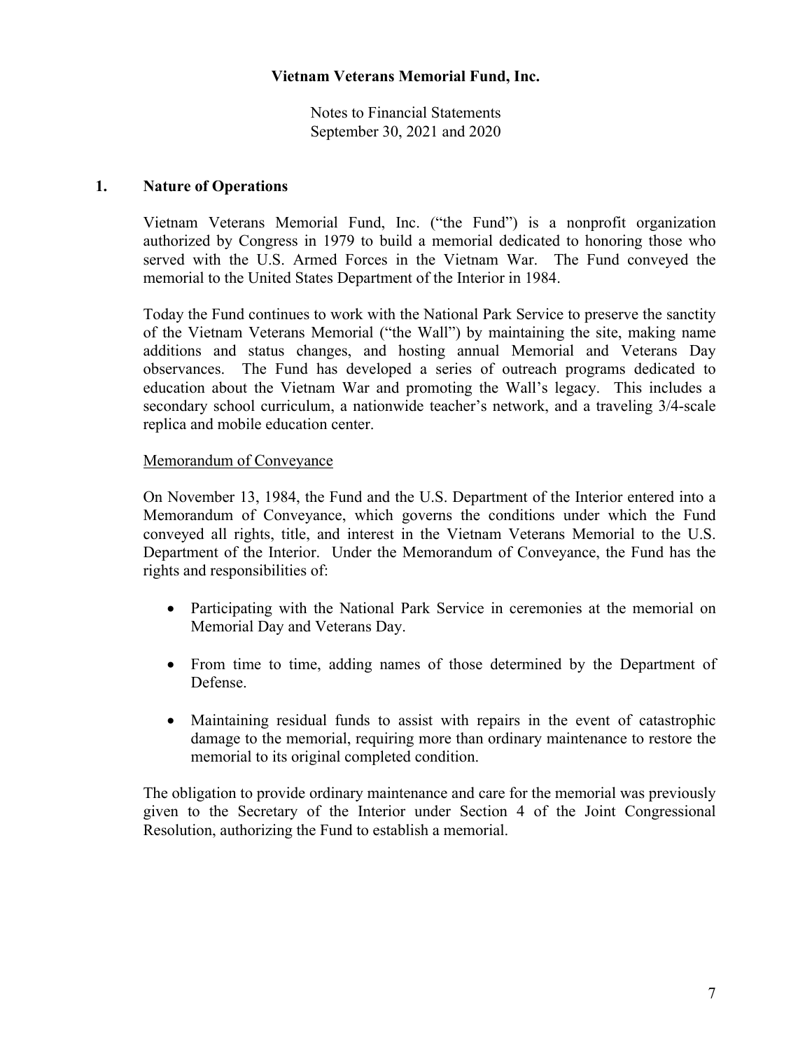**Vietnam Veterans Memorial Fund, Inc.**

Notes to Financial Statements
September 30, 2021 and 2020

## 1. Nature of Operations

Vietnam Veterans Memorial Fund, Inc. ("the Fund") is a nonprofit organization authorized by Congress in 1979 to build a memorial dedicated to honoring those who served with the U.S. Armed Forces in the Vietnam War. The Fund conveyed the memorial to the United States Department of the Interior in 1984.

Today the Fund continues to work with the National Park Service to preserve the sanctity of the Vietnam Veterans Memorial ("the Wall") by maintaining the site, making name additions and status changes, and hosting annual Memorial and Veterans Day observances. The Fund has developed a series of outreach programs dedicated to education about the Vietnam War and promoting the Wall's legacy. This includes a secondary school curriculum, a nationwide teacher's network, and a traveling 3/4-scale replica and mobile education center.

Memorandum of Conveyance

On November 13, 1984, the Fund and the U.S. Department of the Interior entered into a Memorandum of Conveyance, which governs the conditions under which the Fund conveyed all rights, title, and interest in the Vietnam Veterans Memorial to the U.S. Department of the Interior. Under the Memorandum of Conveyance, the Fund has the rights and responsibilities of:

- Participating with the National Park Service in ceremonies at the memorial on Memorial Day and Veterans Day.
- From time to time, adding names of those determined by the Department of Defense.
- Maintaining residual funds to assist with repairs in the event of catastrophic damage to the memorial, requiring more than ordinary maintenance to restore the memorial to its original completed condition.

The obligation to provide ordinary maintenance and care for the memorial was previously given to the Secretary of the Interior under Section 4 of the Joint Congressional Resolution, authorizing the Fund to establish a memorial.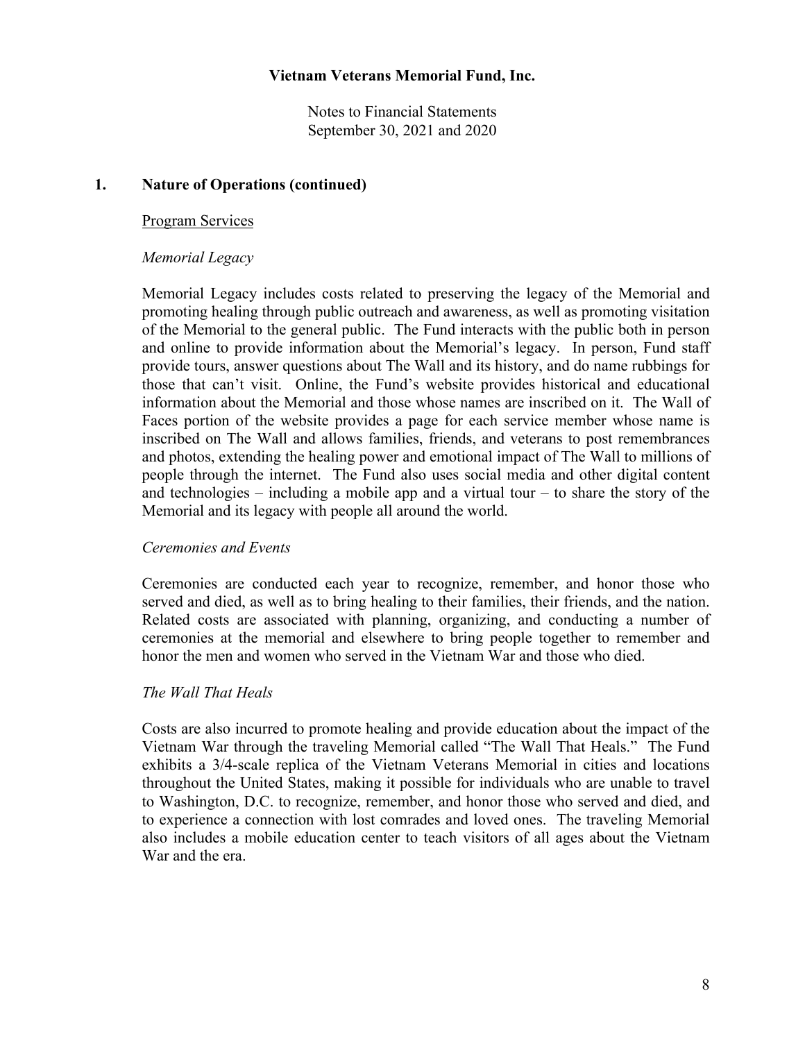## 1. Nature of Operations (continued)

Program Services

*Memorial Legacy*

Memorial Legacy includes costs related to preserving the legacy of the Memorial and promoting healing through public outreach and awareness, as well as promoting visitation of the Memorial to the general public. The Fund interacts with the public both in person and online to provide information about the Memorial's legacy. In person, Fund staff provide tours, answer questions about The Wall and its history, and do name rubbings for those that can't visit. Online, the Fund's website provides historical and educational information about the Memorial and those whose names are inscribed on it. The Wall of Faces portion of the website provides a page for each service member whose name is inscribed on The Wall and allows families, friends, and veterans to post remembrances and photos, extending the healing power and emotional impact of The Wall to millions of people through the internet. The Fund also uses social media and other digital content and technologies – including a mobile app and a virtual tour – to share the story of the Memorial and its legacy with people all around the world.

*Ceremonies and Events*

Ceremonies are conducted each year to recognize, remember, and honor those who served and died, as well as to bring healing to their families, their friends, and the nation. Related costs are associated with planning, organizing, and conducting a number of ceremonies at the memorial and elsewhere to bring people together to remember and honor the men and women who served in the Vietnam War and those who died.

*The Wall That Heals*

Costs are also incurred to promote healing and provide education about the impact of the Vietnam War through the traveling Memorial called "The Wall That Heals." The Fund exhibits a 3/4-scale replica of the Vietnam Veterans Memorial in cities and locations throughout the United States, making it possible for individuals who are unable to travel to Washington, D.C. to recognize, remember, and honor those who served and died, and to experience a connection with lost comrades and loved ones. The traveling Memorial also includes a mobile education center to teach visitors of all ages about the Vietnam War and the era.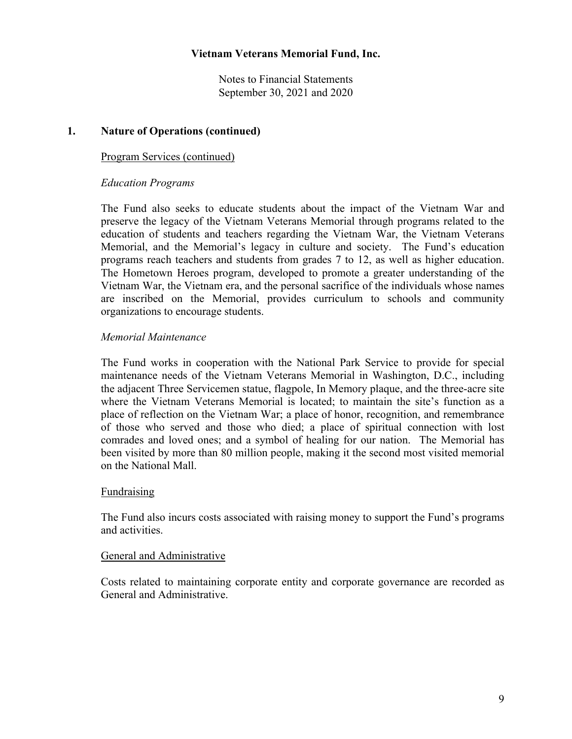**Vietnam Veterans Memorial Fund, Inc.**

Notes to Financial Statements
September 30, 2021 and 2020

## 1. Nature of Operations (continued)

Program Services (continued)

*Education Programs*

The Fund also seeks to educate students about the impact of the Vietnam War and preserve the legacy of the Vietnam Veterans Memorial through programs related to the education of students and teachers regarding the Vietnam War, the Vietnam Veterans Memorial, and the Memorial's legacy in culture and society. The Fund's education programs reach teachers and students from grades 7 to 12, as well as higher education. The Hometown Heroes program, developed to promote a greater understanding of the Vietnam War, the Vietnam era, and the personal sacrifice of the individuals whose names are inscribed on the Memorial, provides curriculum to schools and community organizations to encourage students.

*Memorial Maintenance*

The Fund works in cooperation with the National Park Service to provide for special maintenance needs of the Vietnam Veterans Memorial in Washington, D.C., including the adjacent Three Servicemen statue, flagpole, In Memory plaque, and the three-acre site where the Vietnam Veterans Memorial is located; to maintain the site's function as a place of reflection on the Vietnam War; a place of honor, recognition, and remembrance of those who served and those who died; a place of spiritual connection with lost comrades and loved ones; and a symbol of healing for our nation. The Memorial has been visited by more than 80 million people, making it the second most visited memorial on the National Mall.

Fundraising

The Fund also incurs costs associated with raising money to support the Fund's programs and activities.

General and Administrative

Costs related to maintaining corporate entity and corporate governance are recorded as General and Administrative.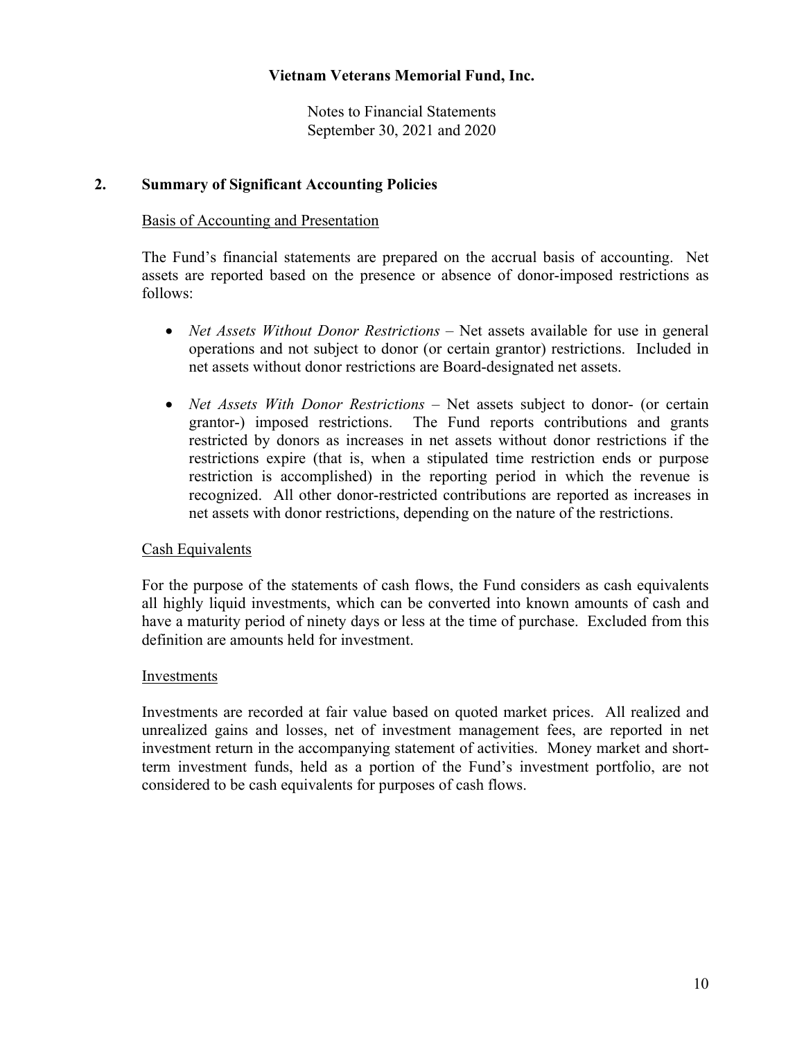## 2. Summary of Significant Accounting Policies

### Basis of Accounting and Presentation

The Fund's financial statements are prepared on the accrual basis of accounting. Net assets are reported based on the presence or absence of donor-imposed restrictions as follows:

- *Net Assets Without Donor Restrictions* – Net assets available for use in general operations and not subject to donor (or certain grantor) restrictions. Included in net assets without donor restrictions are Board-designated net assets.

- *Net Assets With Donor Restrictions* – Net assets subject to donor- (or certain grantor-) imposed restrictions. The Fund reports contributions and grants restricted by donors as increases in net assets without donor restrictions if the restrictions expire (that is, when a stipulated time restriction ends or purpose restriction is accomplished) in the reporting period in which the revenue is recognized. All other donor-restricted contributions are reported as increases in net assets with donor restrictions, depending on the nature of the restrictions.

### Cash Equivalents

For the purpose of the statements of cash flows, the Fund considers as cash equivalents all highly liquid investments, which can be converted into known amounts of cash and have a maturity period of ninety days or less at the time of purchase. Excluded from this definition are amounts held for investment.

### Investments

Investments are recorded at fair value based on quoted market prices. All realized and unrealized gains and losses, net of investment management fees, are reported in net investment return in the accompanying statement of activities. Money market and short-term investment funds, held as a portion of the Fund's investment portfolio, are not considered to be cash equivalents for purposes of cash flows.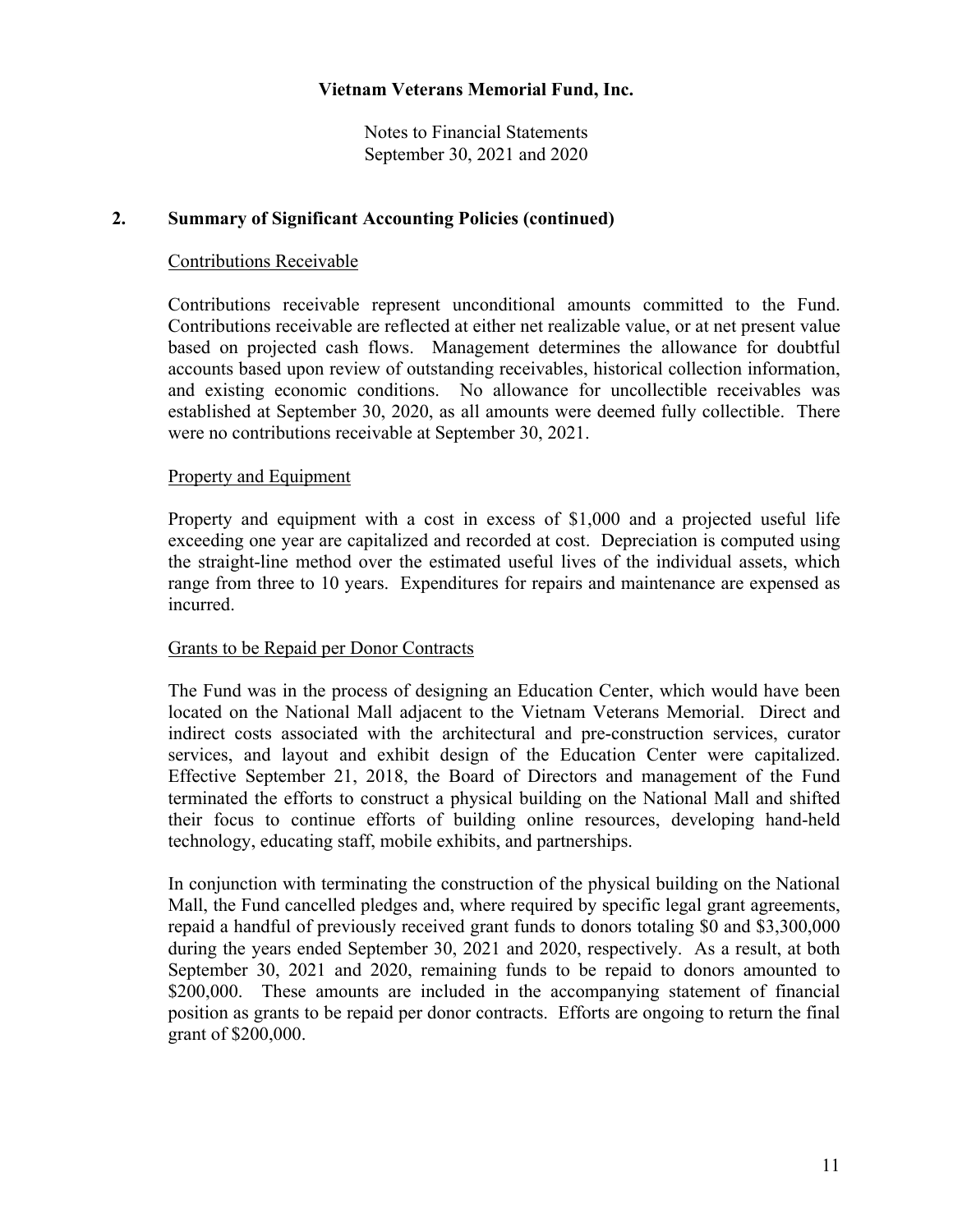## 2. Summary of Significant Accounting Policies (continued)

### Contributions Receivable

Contributions receivable represent unconditional amounts committed to the Fund. Contributions receivable are reflected at either net realizable value, or at net present value based on projected cash flows. Management determines the allowance for doubtful accounts based upon review of outstanding receivables, historical collection information, and existing economic conditions. No allowance for uncollectible receivables was established at September 30, 2020, as all amounts were deemed fully collectible. There were no contributions receivable at September 30, 2021.

### Property and Equipment

Property and equipment with a cost in excess of $1,000 and a projected useful life exceeding one year are capitalized and recorded at cost. Depreciation is computed using the straight-line method over the estimated useful lives of the individual assets, which range from three to 10 years. Expenditures for repairs and maintenance are expensed as incurred.

### Grants to be Repaid per Donor Contracts

The Fund was in the process of designing an Education Center, which would have been located on the National Mall adjacent to the Vietnam Veterans Memorial. Direct and indirect costs associated with the architectural and pre-construction services, curator services, and layout and exhibit design of the Education Center were capitalized. Effective September 21, 2018, the Board of Directors and management of the Fund terminated the efforts to construct a physical building on the National Mall and shifted their focus to continue efforts of building online resources, developing hand-held technology, educating staff, mobile exhibits, and partnerships.

In conjunction with terminating the construction of the physical building on the National Mall, the Fund cancelled pledges and, where required by specific legal grant agreements, repaid a handful of previously received grant funds to donors totaling $0 and $3,300,000 during the years ended September 30, 2021 and 2020, respectively. As a result, at both September 30, 2021 and 2020, remaining funds to be repaid to donors amounted to $200,000. These amounts are included in the accompanying statement of financial position as grants to be repaid per donor contracts. Efforts are ongoing to return the final grant of $200,000.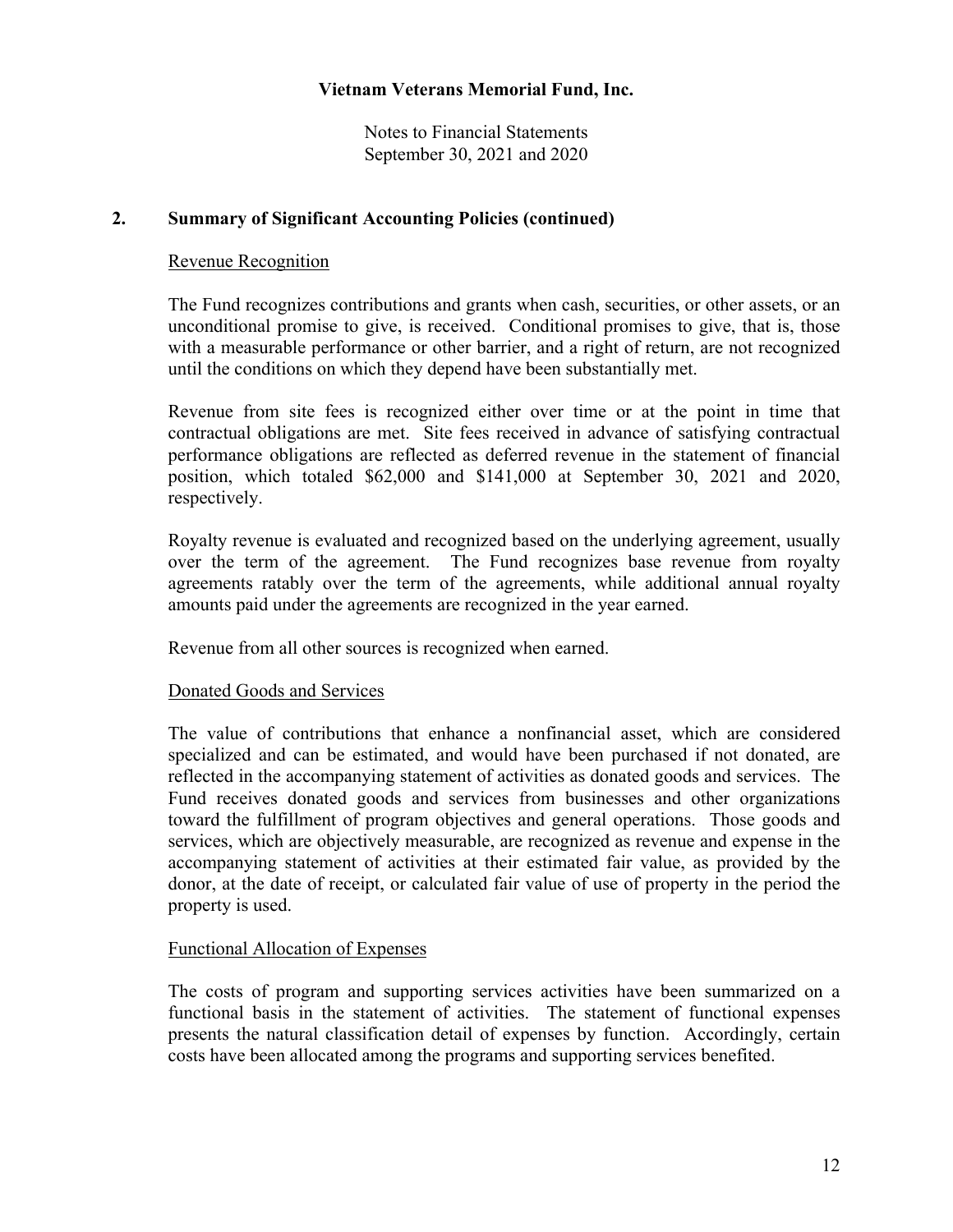## 2. Summary of Significant Accounting Policies (continued)

### Revenue Recognition

The Fund recognizes contributions and grants when cash, securities, or other assets, or an unconditional promise to give, is received. Conditional promises to give, that is, those with a measurable performance or other barrier, and a right of return, are not recognized until the conditions on which they depend have been substantially met.

Revenue from site fees is recognized either over time or at the point in time that contractual obligations are met. Site fees received in advance of satisfying contractual performance obligations are reflected as deferred revenue in the statement of financial position, which totaled $62,000 and $141,000 at September 30, 2021 and 2020, respectively.

Royalty revenue is evaluated and recognized based on the underlying agreement, usually over the term of the agreement. The Fund recognizes base revenue from royalty agreements ratably over the term of the agreements, while additional annual royalty amounts paid under the agreements are recognized in the year earned.

Revenue from all other sources is recognized when earned.

### Donated Goods and Services

The value of contributions that enhance a nonfinancial asset, which are considered specialized and can be estimated, and would have been purchased if not donated, are reflected in the accompanying statement of activities as donated goods and services. The Fund receives donated goods and services from businesses and other organizations toward the fulfillment of program objectives and general operations. Those goods and services, which are objectively measurable, are recognized as revenue and expense in the accompanying statement of activities at their estimated fair value, as provided by the donor, at the date of receipt, or calculated fair value of use of property in the period the property is used.

### Functional Allocation of Expenses

The costs of program and supporting services activities have been summarized on a functional basis in the statement of activities. The statement of functional expenses presents the natural classification detail of expenses by function. Accordingly, certain costs have been allocated among the programs and supporting services benefited.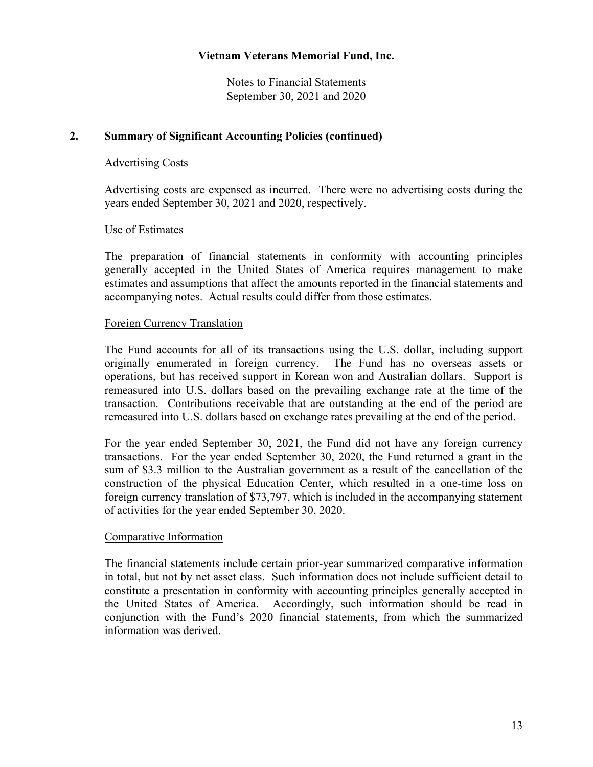**Vietnam Veterans Memorial Fund, Inc.**

Notes to Financial Statements
September 30, 2021 and 2020

## 2. Summary of Significant Accounting Policies (continued)

### Advertising Costs

Advertising costs are expensed as incurred. There were no advertising costs during the years ended September 30, 2021 and 2020, respectively.

### Use of Estimates

The preparation of financial statements in conformity with accounting principles generally accepted in the United States of America requires management to make estimates and assumptions that affect the amounts reported in the financial statements and accompanying notes. Actual results could differ from those estimates.

### Foreign Currency Translation

The Fund accounts for all of its transactions using the U.S. dollar, including support originally enumerated in foreign currency. The Fund has no overseas assets or operations, but has received support in Korean won and Australian dollars. Support is remeasured into U.S. dollars based on the prevailing exchange rate at the time of the transaction. Contributions receivable that are outstanding at the end of the period are remeasured into U.S. dollars based on exchange rates prevailing at the end of the period.

For the year ended September 30, 2021, the Fund did not have any foreign currency transactions. For the year ended September 30, 2020, the Fund returned a grant in the sum of $3.3 million to the Australian government as a result of the cancellation of the construction of the physical Education Center, which resulted in a one-time loss on foreign currency translation of $73,797, which is included in the accompanying statement of activities for the year ended September 30, 2020.

### Comparative Information

The financial statements include certain prior-year summarized comparative information in total, but not by net asset class. Such information does not include sufficient detail to constitute a presentation in conformity with accounting principles generally accepted in the United States of America. Accordingly, such information should be read in conjunction with the Fund's 2020 financial statements, from which the summarized information was derived.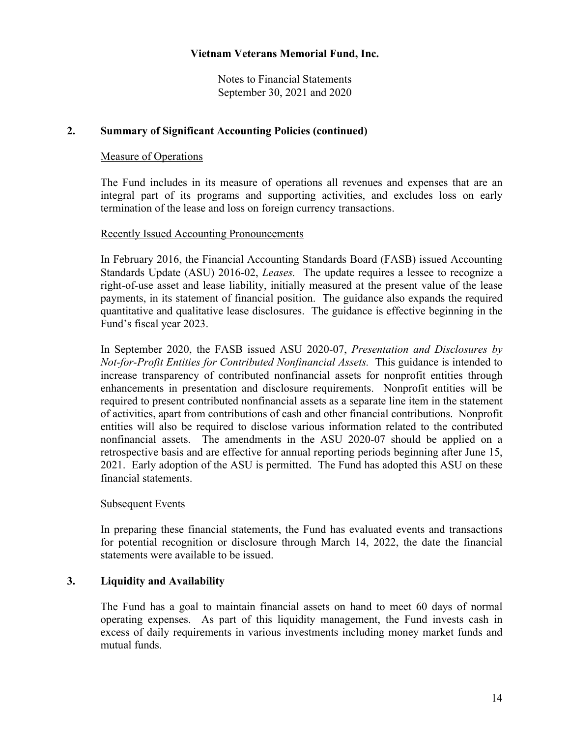## 2. Summary of Significant Accounting Policies (continued)

### Measure of Operations

The Fund includes in its measure of operations all revenues and expenses that are an integral part of its programs and supporting activities, and excludes loss on early termination of the lease and loss on foreign currency transactions.

### Recently Issued Accounting Pronouncements

In February 2016, the Financial Accounting Standards Board (FASB) issued Accounting Standards Update (ASU) 2016-02, *Leases.* The update requires a lessee to recognize a right-of-use asset and lease liability, initially measured at the present value of the lease payments, in its statement of financial position. The guidance also expands the required quantitative and qualitative lease disclosures. The guidance is effective beginning in the Fund's fiscal year 2023.

In September 2020, the FASB issued ASU 2020-07, *Presentation and Disclosures by Not-for-Profit Entities for Contributed Nonfinancial Assets.* This guidance is intended to increase transparency of contributed nonfinancial assets for nonprofit entities through enhancements in presentation and disclosure requirements. Nonprofit entities will be required to present contributed nonfinancial assets as a separate line item in the statement of activities, apart from contributions of cash and other financial contributions. Nonprofit entities will also be required to disclose various information related to the contributed nonfinancial assets. The amendments in the ASU 2020-07 should be applied on a retrospective basis and are effective for annual reporting periods beginning after June 15, 2021. Early adoption of the ASU is permitted. The Fund has adopted this ASU on these financial statements.

### Subsequent Events

In preparing these financial statements, the Fund has evaluated events and transactions for potential recognition or disclosure through March 14, 2022, the date the financial statements were available to be issued.

## 3. Liquidity and Availability

The Fund has a goal to maintain financial assets on hand to meet 60 days of normal operating expenses. As part of this liquidity management, the Fund invests cash in excess of daily requirements in various investments including money market funds and mutual funds.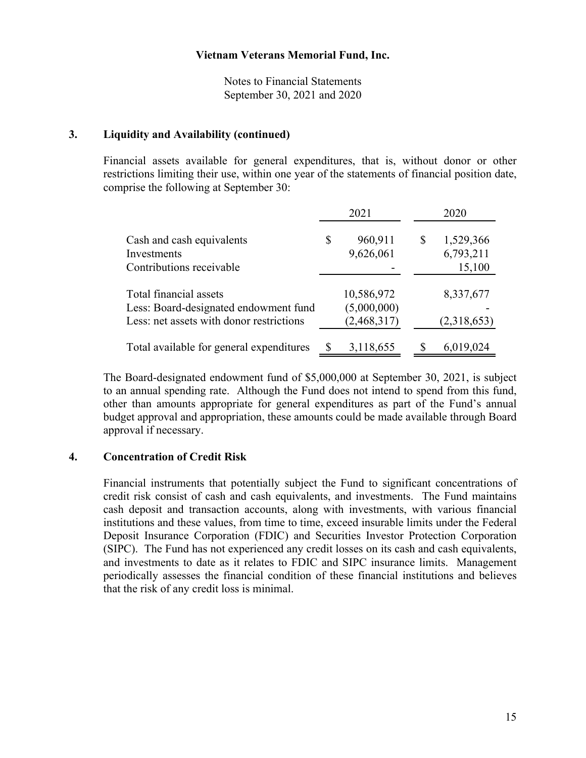## 3. Liquidity and Availability (continued)

Financial assets available for general expenditures, that is, without donor or other restrictions limiting their use, within one year of the statements of financial position date, comprise the following at September 30:

| | 2021 | 2020 |
|---|---|---|
| Cash and cash equivalents | $ 960,911 | $ 1,529,366 |
| Investments | 9,626,061 | 6,793,211 |
| Contributions receivable | - | 15,100 |
| Total financial assets | 10,586,972 | 8,337,677 |
| Less: Board-designated endowment fund | (5,000,000) | - |
| Less: net assets with donor restrictions | (2,468,317) | (2,318,653) |
| Total available for general expenditures | $ 3,118,655 | $ 6,019,024 |

The Board-designated endowment fund of $5,000,000 at September 30, 2021, is subject to an annual spending rate. Although the Fund does not intend to spend from this fund, other than amounts appropriate for general expenditures as part of the Fund's annual budget approval and appropriation, these amounts could be made available through Board approval if necessary.

## 4. Concentration of Credit Risk

Financial instruments that potentially subject the Fund to significant concentrations of credit risk consist of cash and cash equivalents, and investments. The Fund maintains cash deposit and transaction accounts, along with investments, with various financial institutions and these values, from time to time, exceed insurable limits under the Federal Deposit Insurance Corporation (FDIC) and Securities Investor Protection Corporation (SIPC). The Fund has not experienced any credit losses on its cash and cash equivalents, and investments to date as it relates to FDIC and SIPC insurance limits. Management periodically assesses the financial condition of these financial institutions and believes that the risk of any credit loss is minimal.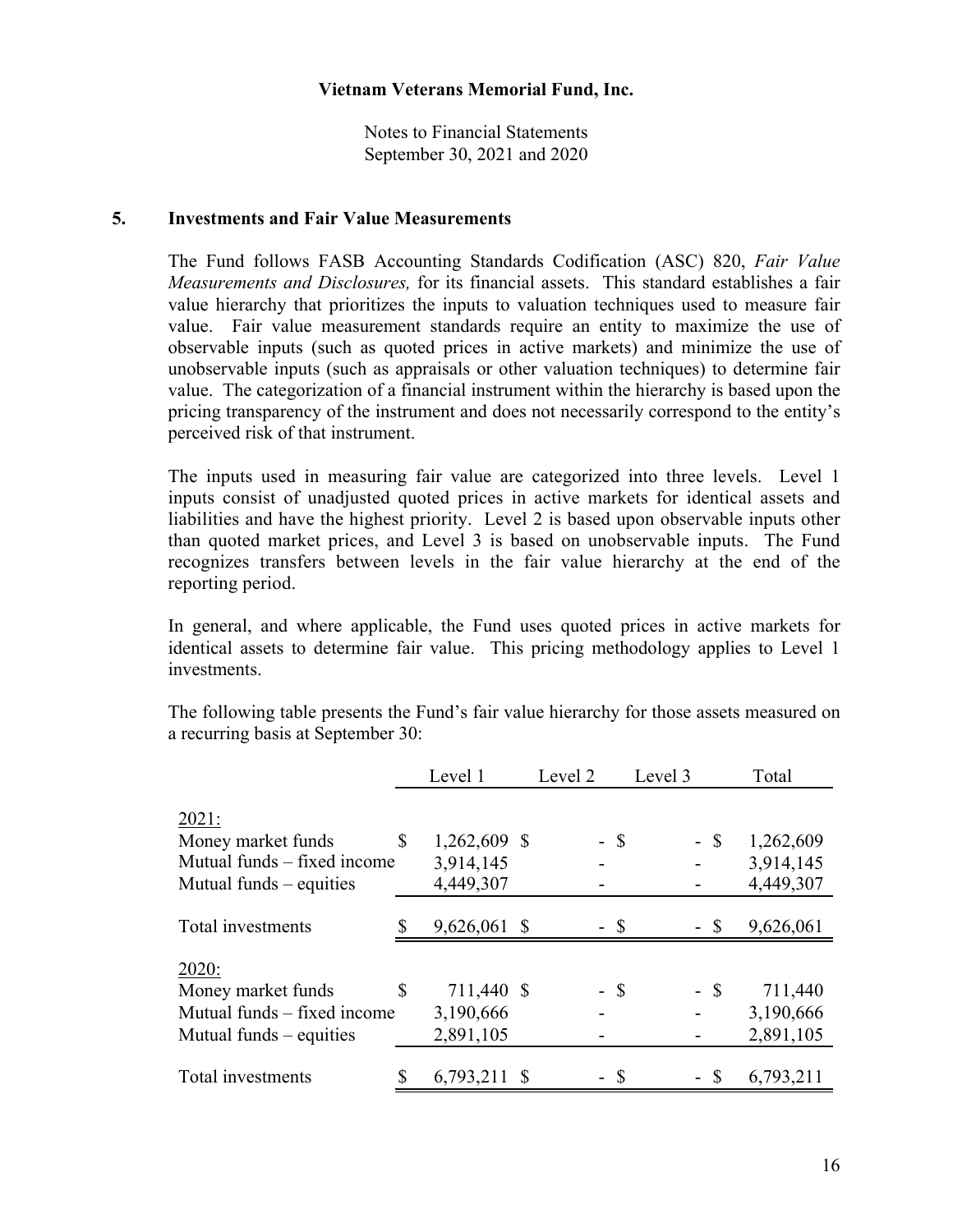**Vietnam Veterans Memorial Fund, Inc.**

Notes to Financial Statements
September 30, 2021 and 2020

## 5. Investments and Fair Value Measurements

The Fund follows FASB Accounting Standards Codification (ASC) 820, *Fair Value Measurements and Disclosures,* for its financial assets. This standard establishes a fair value hierarchy that prioritizes the inputs to valuation techniques used to measure fair value. Fair value measurement standards require an entity to maximize the use of observable inputs (such as quoted prices in active markets) and minimize the use of unobservable inputs (such as appraisals or other valuation techniques) to determine fair value. The categorization of a financial instrument within the hierarchy is based upon the pricing transparency of the instrument and does not necessarily correspond to the entity's perceived risk of that instrument.

The inputs used in measuring fair value are categorized into three levels. Level 1 inputs consist of unadjusted quoted prices in active markets for identical assets and liabilities and have the highest priority. Level 2 is based upon observable inputs other than quoted market prices, and Level 3 is based on unobservable inputs. The Fund recognizes transfers between levels in the fair value hierarchy at the end of the reporting period.

In general, and where applicable, the Fund uses quoted prices in active markets for identical assets to determine fair value. This pricing methodology applies to Level 1 investments.

The following table presents the Fund's fair value hierarchy for those assets measured on a recurring basis at September 30:

| | Level 1 | Level 2 | Level 3 | Total |
|---|---|---|---|---|
| 2021: | | | | |
| Money market funds | $ 1,262,609 | $ - | $ - | $ 1,262,609 |
| Mutual funds – fixed income | 3,914,145 | - | - | 3,914,145 |
| Mutual funds – equities | 4,449,307 | - | - | 4,449,307 |
| Total investments | $ 9,626,061 | $ - | $ - | $ 9,626,061 |
| 2020: | | | | |
| Money market funds | $ 711,440 | $ - | $ - | $ 711,440 |
| Mutual funds – fixed income | 3,190,666 | - | - | 3,190,666 |
| Mutual funds – equities | 2,891,105 | - | - | 2,891,105 |
| Total investments | $ 6,793,211 | $ - | $ - | $ 6,793,211 |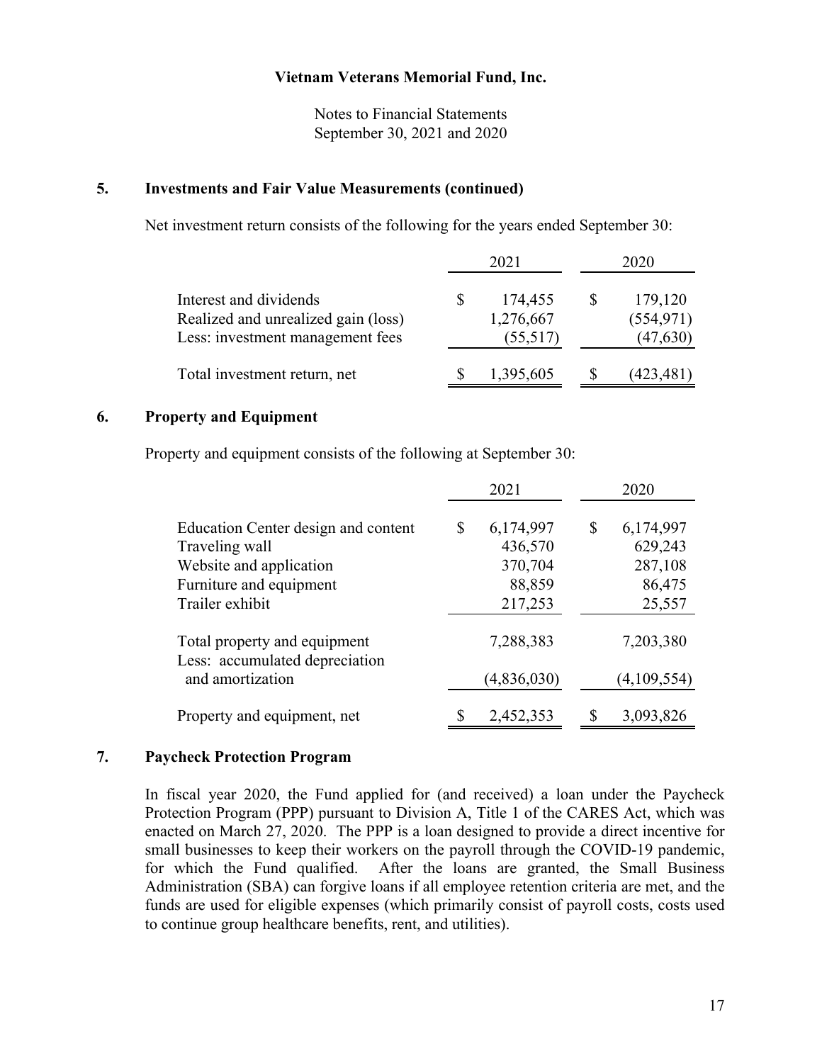# Vietnam Veterans Memorial Fund, Inc.

Notes to Financial Statements
September 30, 2021 and 2020

## 5. Investments and Fair Value Measurements (continued)

Net investment return consists of the following for the years ended September 30:

| | 2021 | 2020 |
|---|---|---|
| Interest and dividends | $ 174,455 | $ 179,120 |
| Realized and unrealized gain (loss) | 1,276,667 | (554,971) |
| Less: investment management fees | (55,517) | (47,630) |
| Total investment return, net | $ 1,395,605 | $ (423,481) |

## 6. Property and Equipment

Property and equipment consists of the following at September 30:

| | 2021 | 2020 |
|---|---|---|
| Education Center design and content | $ 6,174,997 | $ 6,174,997 |
| Traveling wall | 436,570 | 629,243 |
| Website and application | 370,704 | 287,108 |
| Furniture and equipment | 88,859 | 86,475 |
| Trailer exhibit | 217,253 | 25,557 |
| Total property and equipment | 7,288,383 | 7,203,380 |
| Less: accumulated depreciation and amortization | (4,836,030) | (4,109,554) |
| Property and equipment, net | $ 2,452,353 | $ 3,093,826 |

## 7. Paycheck Protection Program

In fiscal year 2020, the Fund applied for (and received) a loan under the Paycheck Protection Program (PPP) pursuant to Division A, Title 1 of the CARES Act, which was enacted on March 27, 2020. The PPP is a loan designed to provide a direct incentive for small businesses to keep their workers on the payroll through the COVID-19 pandemic, for which the Fund qualified. After the loans are granted, the Small Business Administration (SBA) can forgive loans if all employee retention criteria are met, and the funds are used for eligible expenses (which primarily consist of payroll costs, costs used to continue group healthcare benefits, rent, and utilities).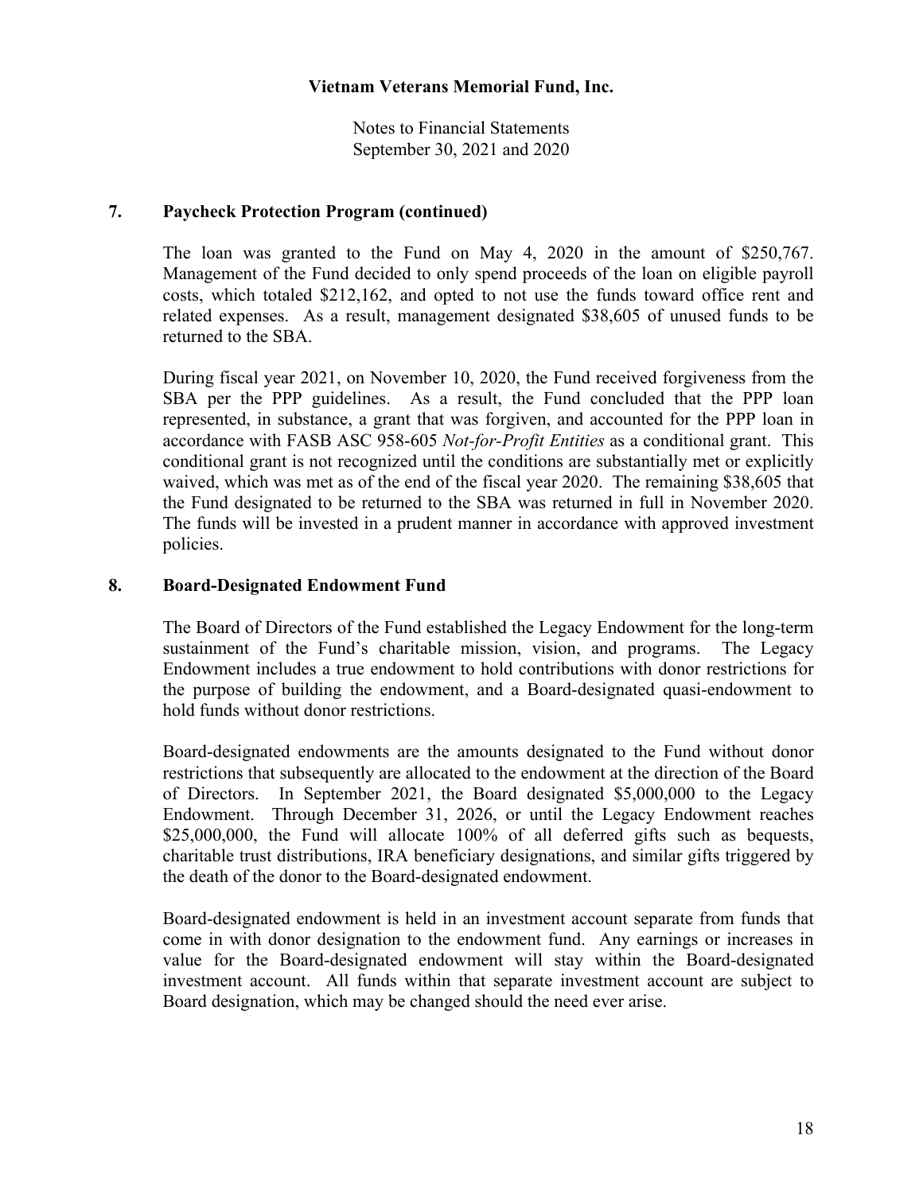## 7. Paycheck Protection Program (continued)

The loan was granted to the Fund on May 4, 2020 in the amount of $250,767. Management of the Fund decided to only spend proceeds of the loan on eligible payroll costs, which totaled $212,162, and opted to not use the funds toward office rent and related expenses. As a result, management designated $38,605 of unused funds to be returned to the SBA.

During fiscal year 2021, on November 10, 2020, the Fund received forgiveness from the SBA per the PPP guidelines. As a result, the Fund concluded that the PPP loan represented, in substance, a grant that was forgiven, and accounted for the PPP loan in accordance with FASB ASC 958-605 *Not-for-Profit Entities* as a conditional grant. This conditional grant is not recognized until the conditions are substantially met or explicitly waived, which was met as of the end of the fiscal year 2020. The remaining $38,605 that the Fund designated to be returned to the SBA was returned in full in November 2020. The funds will be invested in a prudent manner in accordance with approved investment policies.

## 8. Board-Designated Endowment Fund

The Board of Directors of the Fund established the Legacy Endowment for the long-term sustainment of the Fund's charitable mission, vision, and programs. The Legacy Endowment includes a true endowment to hold contributions with donor restrictions for the purpose of building the endowment, and a Board-designated quasi-endowment to hold funds without donor restrictions.

Board-designated endowments are the amounts designated to the Fund without donor restrictions that subsequently are allocated to the endowment at the direction of the Board of Directors. In September 2021, the Board designated $5,000,000 to the Legacy Endowment. Through December 31, 2026, or until the Legacy Endowment reaches $25,000,000, the Fund will allocate 100% of all deferred gifts such as bequests, charitable trust distributions, IRA beneficiary designations, and similar gifts triggered by the death of the donor to the Board-designated endowment.

Board-designated endowment is held in an investment account separate from funds that come in with donor designation to the endowment fund. Any earnings or increases in value for the Board-designated endowment will stay within the Board-designated investment account. All funds within that separate investment account are subject to Board designation, which may be changed should the need ever arise.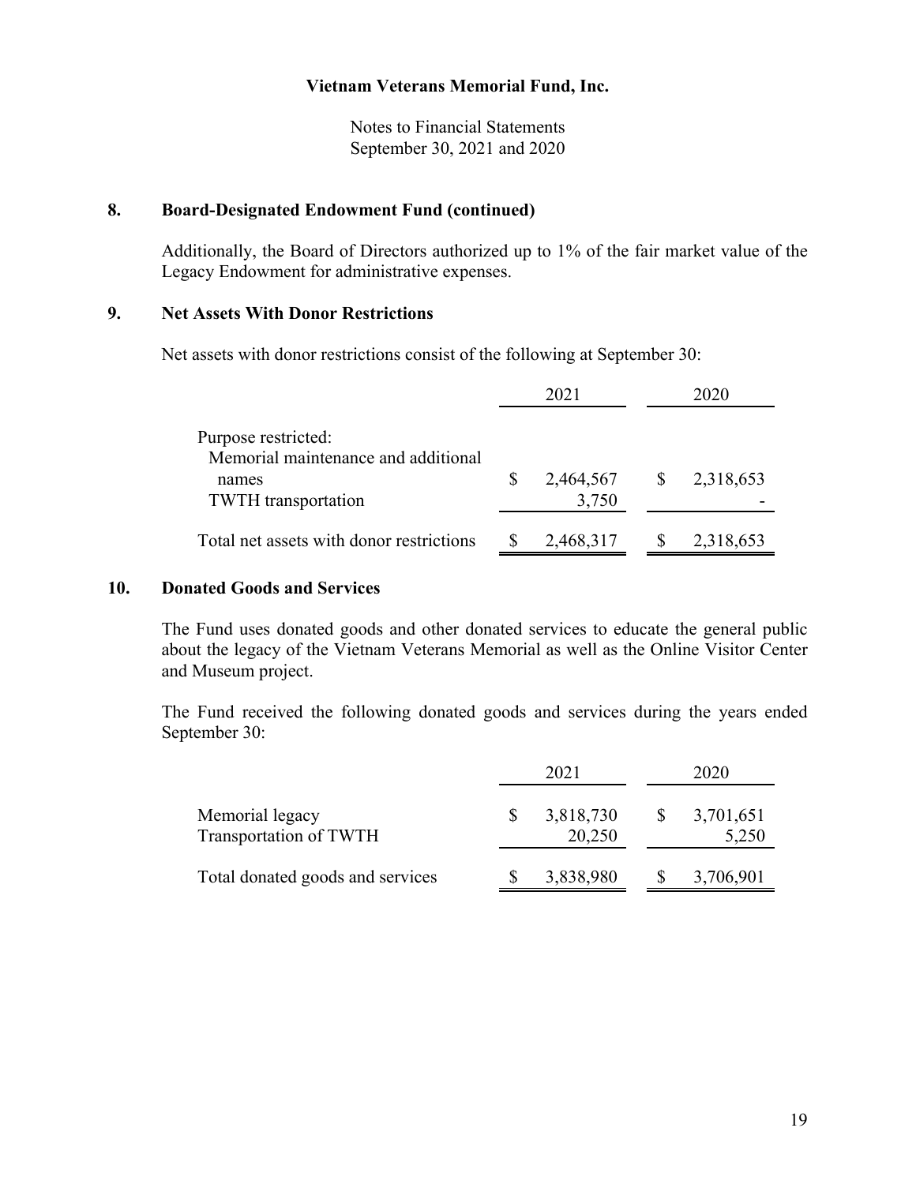Vietnam Veterans Memorial Fund, Inc.

Notes to Financial Statements
September 30, 2021 and 2020

## 8. Board-Designated Endowment Fund (continued)

Additionally, the Board of Directors authorized up to 1% of the fair market value of the Legacy Endowment for administrative expenses.

## 9. Net Assets With Donor Restrictions

Net assets with donor restrictions consist of the following at September 30:

| | 2021 | 2020 |
|---|---|---|
| Purpose restricted: | | |
| Memorial maintenance and additional names | $ 2,464,567 | $ 2,318,653 |
| TWTH transportation | 3,750 | - |
| Total net assets with donor restrictions | $ 2,468,317 | $ 2,318,653 |

## 10. Donated Goods and Services

The Fund uses donated goods and other donated services to educate the general public about the legacy of the Vietnam Veterans Memorial as well as the Online Visitor Center and Museum project.

The Fund received the following donated goods and services during the years ended September 30:

| | 2021 | 2020 |
|---|---|---|
| Memorial legacy | $ 3,818,730 | $ 3,701,651 |
| Transportation of TWTH | 20,250 | 5,250 |
| Total donated goods and services | $ 3,838,980 | $ 3,706,901 |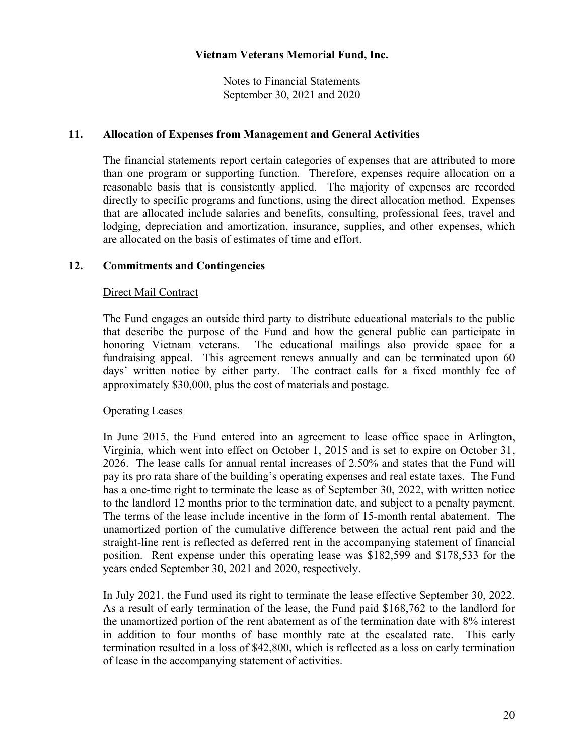## 11. Allocation of Expenses from Management and General Activities

The financial statements report certain categories of expenses that are attributed to more than one program or supporting function. Therefore, expenses require allocation on a reasonable basis that is consistently applied. The majority of expenses are recorded directly to specific programs and functions, using the direct allocation method. Expenses that are allocated include salaries and benefits, consulting, professional fees, travel and lodging, depreciation and amortization, insurance, supplies, and other expenses, which are allocated on the basis of estimates of time and effort.

## 12. Commitments and Contingencies

### Direct Mail Contract

The Fund engages an outside third party to distribute educational materials to the public that describe the purpose of the Fund and how the general public can participate in honoring Vietnam veterans. The educational mailings also provide space for a fundraising appeal. This agreement renews annually and can be terminated upon 60 days' written notice by either party. The contract calls for a fixed monthly fee of approximately $30,000, plus the cost of materials and postage.

### Operating Leases

In June 2015, the Fund entered into an agreement to lease office space in Arlington, Virginia, which went into effect on October 1, 2015 and is set to expire on October 31, 2026. The lease calls for annual rental increases of 2.50% and states that the Fund will pay its pro rata share of the building's operating expenses and real estate taxes. The Fund has a one-time right to terminate the lease as of September 30, 2022, with written notice to the landlord 12 months prior to the termination date, and subject to a penalty payment. The terms of the lease include incentive in the form of 15-month rental abatement. The unamortized portion of the cumulative difference between the actual rent paid and the straight-line rent is reflected as deferred rent in the accompanying statement of financial position. Rent expense under this operating lease was $182,599 and $178,533 for the years ended September 30, 2021 and 2020, respectively.

In July 2021, the Fund used its right to terminate the lease effective September 30, 2022. As a result of early termination of the lease, the Fund paid $168,762 to the landlord for the unamortized portion of the rent abatement as of the termination date with 8% interest in addition to four months of base monthly rate at the escalated rate. This early termination resulted in a loss of $42,800, which is reflected as a loss on early termination of lease in the accompanying statement of activities.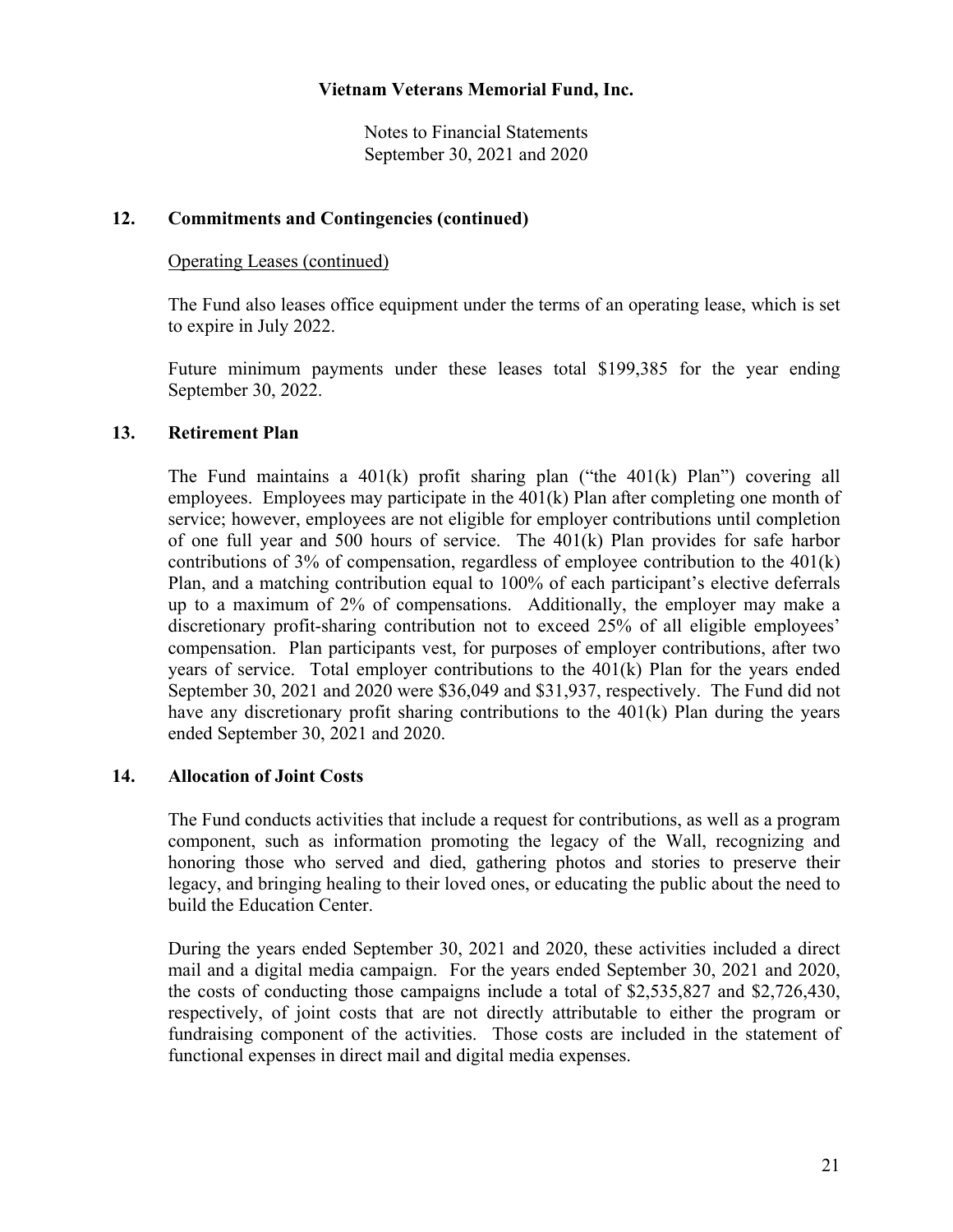## 12. Commitments and Contingencies (continued)

Operating Leases (continued)

The Fund also leases office equipment under the terms of an operating lease, which is set to expire in July 2022.

Future minimum payments under these leases total $199,385 for the year ending September 30, 2022.

## 13. Retirement Plan

The Fund maintains a 401(k) profit sharing plan ("the 401(k) Plan") covering all employees. Employees may participate in the 401(k) Plan after completing one month of service; however, employees are not eligible for employer contributions until completion of one full year and 500 hours of service. The 401(k) Plan provides for safe harbor contributions of 3% of compensation, regardless of employee contribution to the 401(k) Plan, and a matching contribution equal to 100% of each participant's elective deferrals up to a maximum of 2% of compensations. Additionally, the employer may make a discretionary profit-sharing contribution not to exceed 25% of all eligible employees' compensation. Plan participants vest, for purposes of employer contributions, after two years of service. Total employer contributions to the 401(k) Plan for the years ended September 30, 2021 and 2020 were $36,049 and $31,937, respectively. The Fund did not have any discretionary profit sharing contributions to the 401(k) Plan during the years ended September 30, 2021 and 2020.

## 14. Allocation of Joint Costs

The Fund conducts activities that include a request for contributions, as well as a program component, such as information promoting the legacy of the Wall, recognizing and honoring those who served and died, gathering photos and stories to preserve their legacy, and bringing healing to their loved ones, or educating the public about the need to build the Education Center.

During the years ended September 30, 2021 and 2020, these activities included a direct mail and a digital media campaign. For the years ended September 30, 2021 and 2020, the costs of conducting those campaigns include a total of $2,535,827 and $2,726,430, respectively, of joint costs that are not directly attributable to either the program or fundraising component of the activities. Those costs are included in the statement of functional expenses in direct mail and digital media expenses.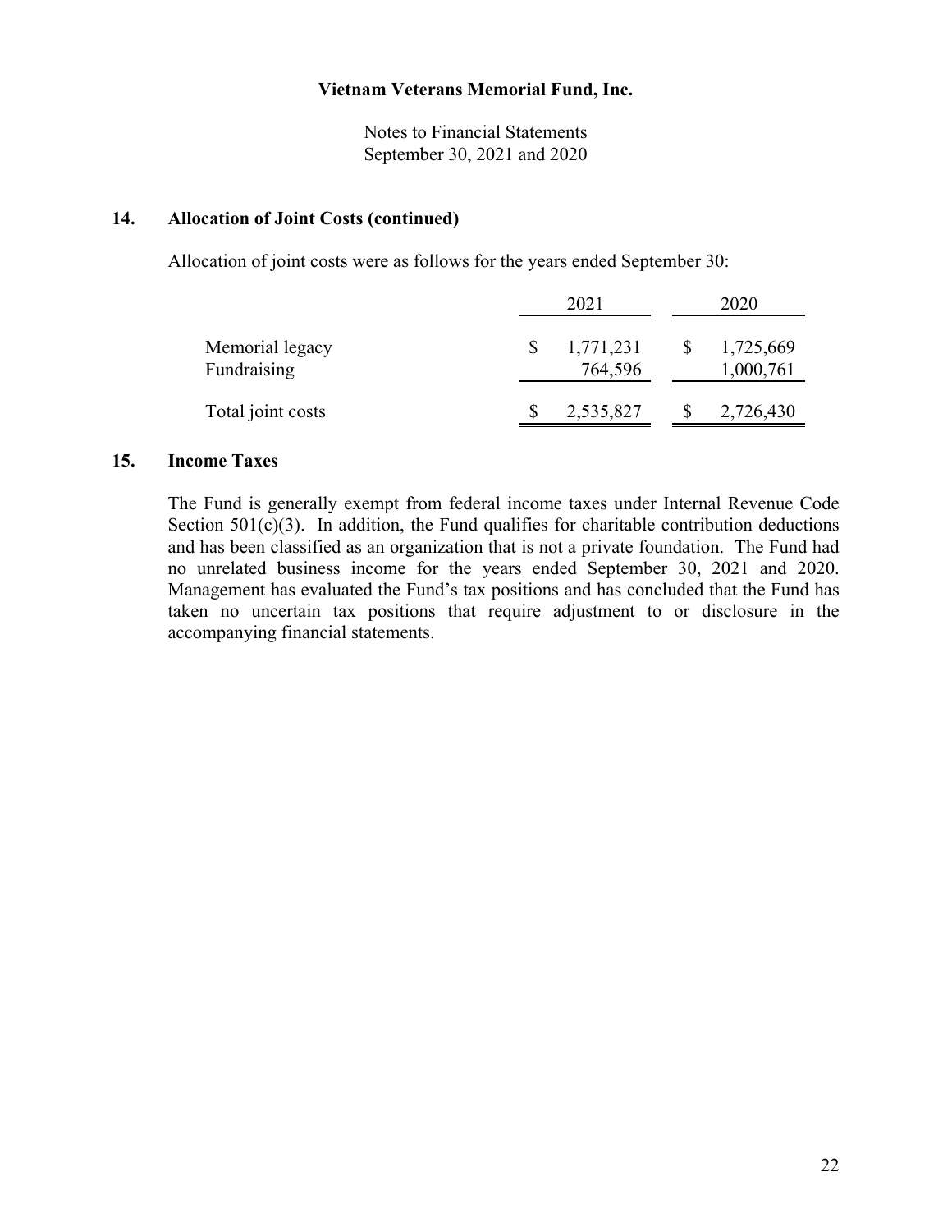**Vietnam Veterans Memorial Fund, Inc.**

Notes to Financial Statements
September 30, 2021 and 2020

## 14. Allocation of Joint Costs (continued)

Allocation of joint costs were as follows for the years ended September 30:

| | 2021 | 2020 |
|---|---|---|
| Memorial legacy | $ 1,771,231 | $ 1,725,669 |
| Fundraising | 764,596 | 1,000,761 |
| Total joint costs | $ 2,535,827 | $ 2,726,430 |

## 15. Income Taxes

The Fund is generally exempt from federal income taxes under Internal Revenue Code Section 501(c)(3). In addition, the Fund qualifies for charitable contribution deductions and has been classified as an organization that is not a private foundation. The Fund had no unrelated business income for the years ended September 30, 2021 and 2020. Management has evaluated the Fund's tax positions and has concluded that the Fund has taken no uncertain tax positions that require adjustment to or disclosure in the accompanying financial statements.